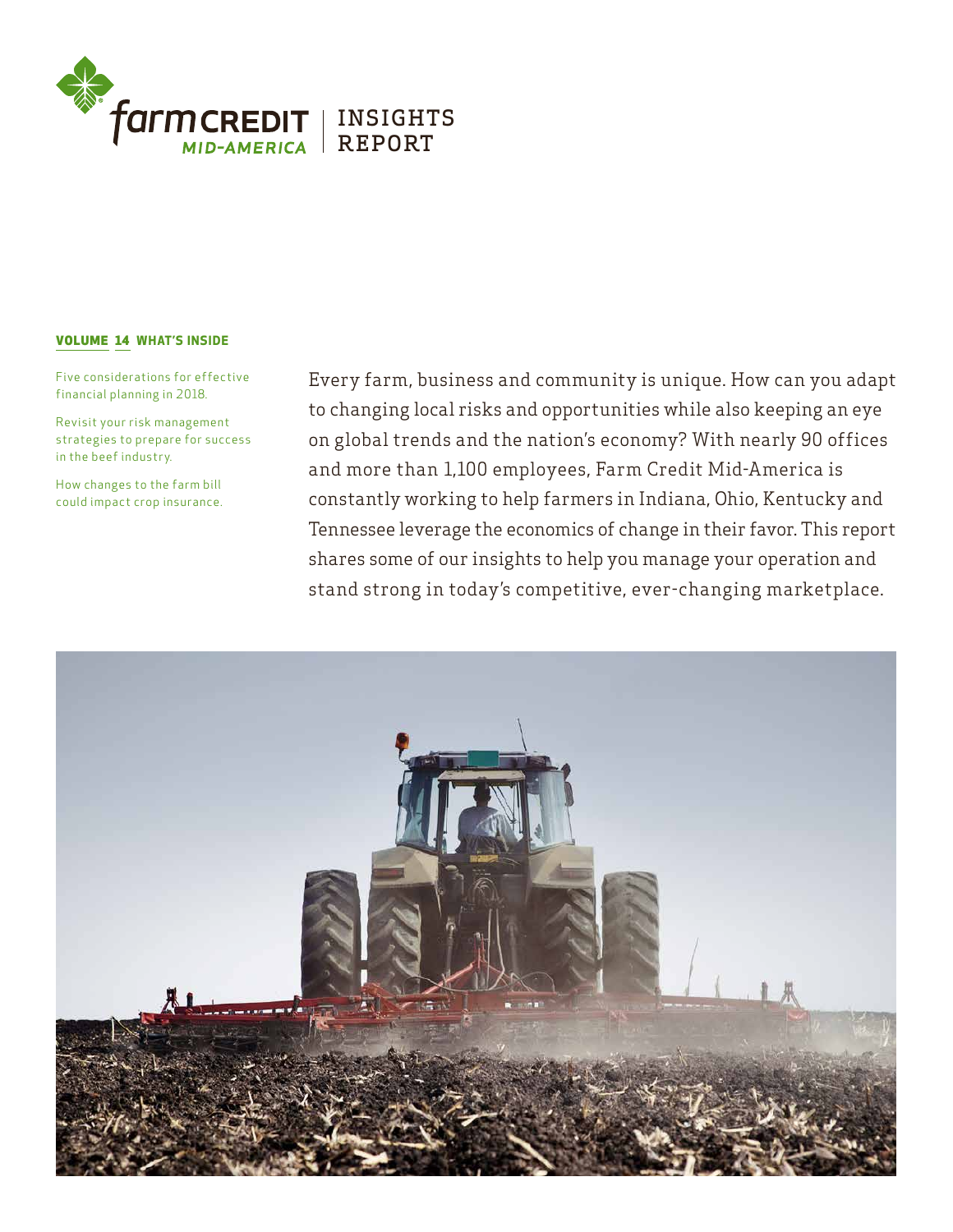# farm CREDIT MID-AMERICA | INSIGHTS REPORT

**VOLUME 14 WHAT'S INSIDE**

Five considerations for effective financial planning in 2018.

Revisit your risk management strategies to prepare for success in the beef industry.

How changes to the farm bill could impact crop insurance.

Every farm, business and community is unique. How can you adapt to changing local risks and opportunities while also keeping an eye on global trends and the nation's economy? With nearly 90 offices and more than 1,100 employees, Farm Credit Mid-America is constantly working to help farmers in Indiana, Ohio, Kentucky and Tennessee leverage the economics of change in their favor. This report shares some of our insights to help you manage your operation and stand strong in today's competitive, ever-changing marketplace.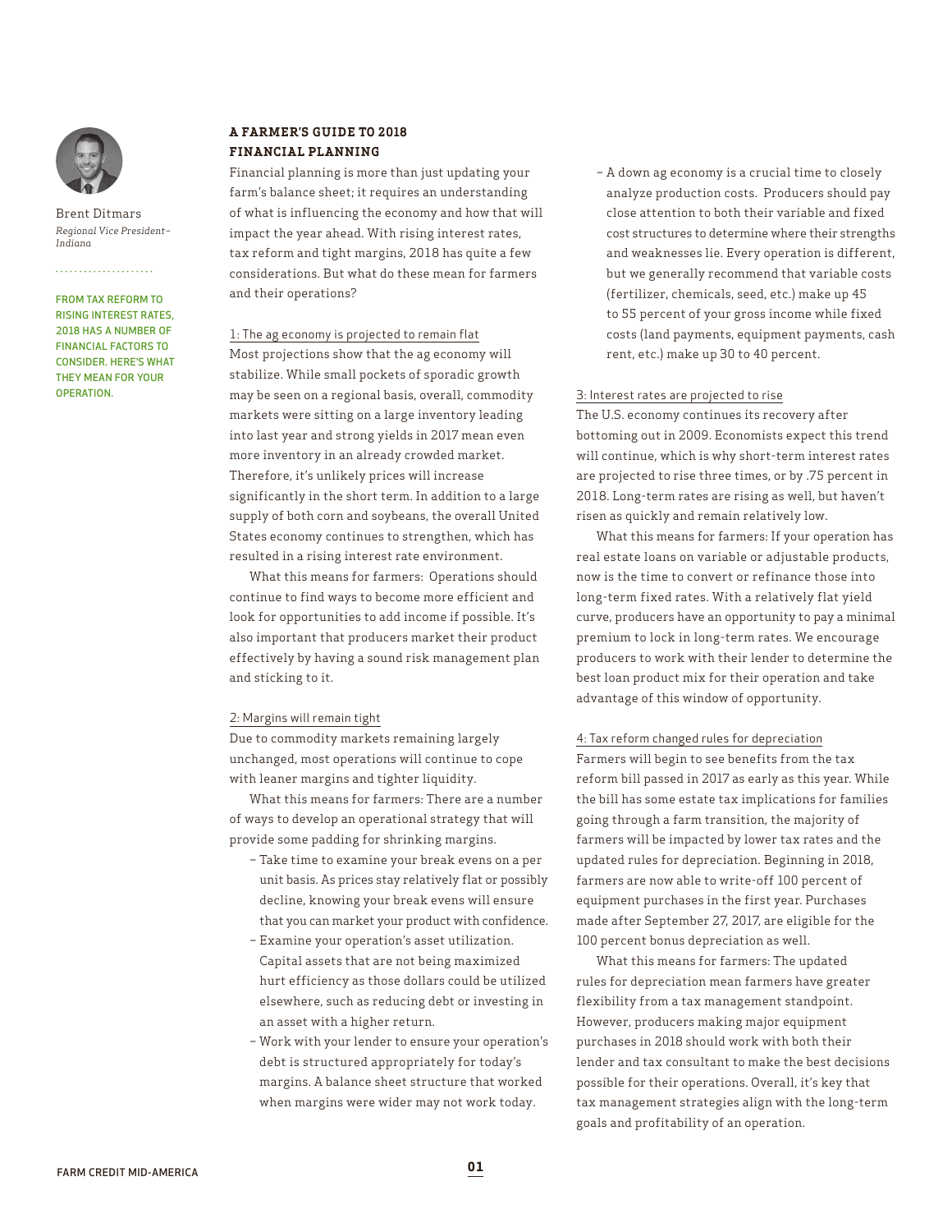Brent Ditmars
*Regional Vice President–Indiana*

FROM TAX REFORM TO RISING INTEREST RATES, 2018 HAS A NUMBER OF FINANCIAL FACTORS TO CONSIDER. HERE'S WHAT THEY MEAN FOR YOUR OPERATION.

## A FARMER'S GUIDE TO 2018 FINANCIAL PLANNING

Financial planning is more than just updating your farm's balance sheet; it requires an understanding of what is influencing the economy and how that will impact the year ahead. With rising interest rates, tax reform and tight margins, 2018 has quite a few considerations. But what do these mean for farmers and their operations?

### 1: The ag economy is projected to remain flat

Most projections show that the ag economy will stabilize. While small pockets of sporadic growth may be seen on a regional basis, overall, commodity markets were sitting on a large inventory leading into last year and strong yields in 2017 mean even more inventory in an already crowded market. Therefore, it's unlikely prices will increase significantly in the short term. In addition to a large supply of both corn and soybeans, the overall United States economy continues to strengthen, which has resulted in a rising interest rate environment.

What this means for farmers: Operations should continue to find ways to become more efficient and look for opportunities to add income if possible. It's also important that producers market their product effectively by having a sound risk management plan and sticking to it.

### 2: Margins will remain tight

Due to commodity markets remaining largely unchanged, most operations will continue to cope with leaner margins and tighter liquidity.

What this means for farmers: There are a number of ways to develop an operational strategy that will provide some padding for shrinking margins.

- Take time to examine your break evens on a per unit basis. As prices stay relatively flat or possibly decline, knowing your break evens will ensure that you can market your product with confidence.
- Examine your operation's asset utilization. Capital assets that are not being maximized hurt efficiency as those dollars could be utilized elsewhere, such as reducing debt or investing in an asset with a higher return.
- Work with your lender to ensure your operation's debt is structured appropriately for today's margins. A balance sheet structure that worked when margins were wider may not work today.
- A down ag economy is a crucial time to closely analyze production costs. Producers should pay close attention to both their variable and fixed cost structures to determine where their strengths and weaknesses lie. Every operation is different, but we generally recommend that variable costs (fertilizer, chemicals, seed, etc.) make up 45 to 55 percent of your gross income while fixed costs (land payments, equipment payments, cash rent, etc.) make up 30 to 40 percent.

### 3: Interest rates are projected to rise

The U.S. economy continues its recovery after bottoming out in 2009. Economists expect this trend will continue, which is why short-term interest rates are projected to rise three times, or by .75 percent in 2018. Long-term rates are rising as well, but haven't risen as quickly and remain relatively low.

What this means for farmers: If your operation has real estate loans on variable or adjustable products, now is the time to convert or refinance those into long-term fixed rates. With a relatively flat yield curve, producers have an opportunity to pay a minimal premium to lock in long-term rates. We encourage producers to work with their lender to determine the best loan product mix for their operation and take advantage of this window of opportunity.

### 4: Tax reform changed rules for depreciation

Farmers will begin to see benefits from the tax reform bill passed in 2017 as early as this year. While the bill has some estate tax implications for families going through a farm transition, the majority of farmers will be impacted by lower tax rates and the updated rules for depreciation. Beginning in 2018, farmers are now able to write-off 100 percent of equipment purchases in the first year. Purchases made after September 27, 2017, are eligible for the 100 percent bonus depreciation as well.

What this means for farmers: The updated rules for depreciation mean farmers have greater flexibility from a tax management standpoint. However, producers making major equipment purchases in 2018 should work with both their lender and tax consultant to make the best decisions possible for their operations. Overall, it's key that tax management strategies align with the long-term goals and profitability of an operation.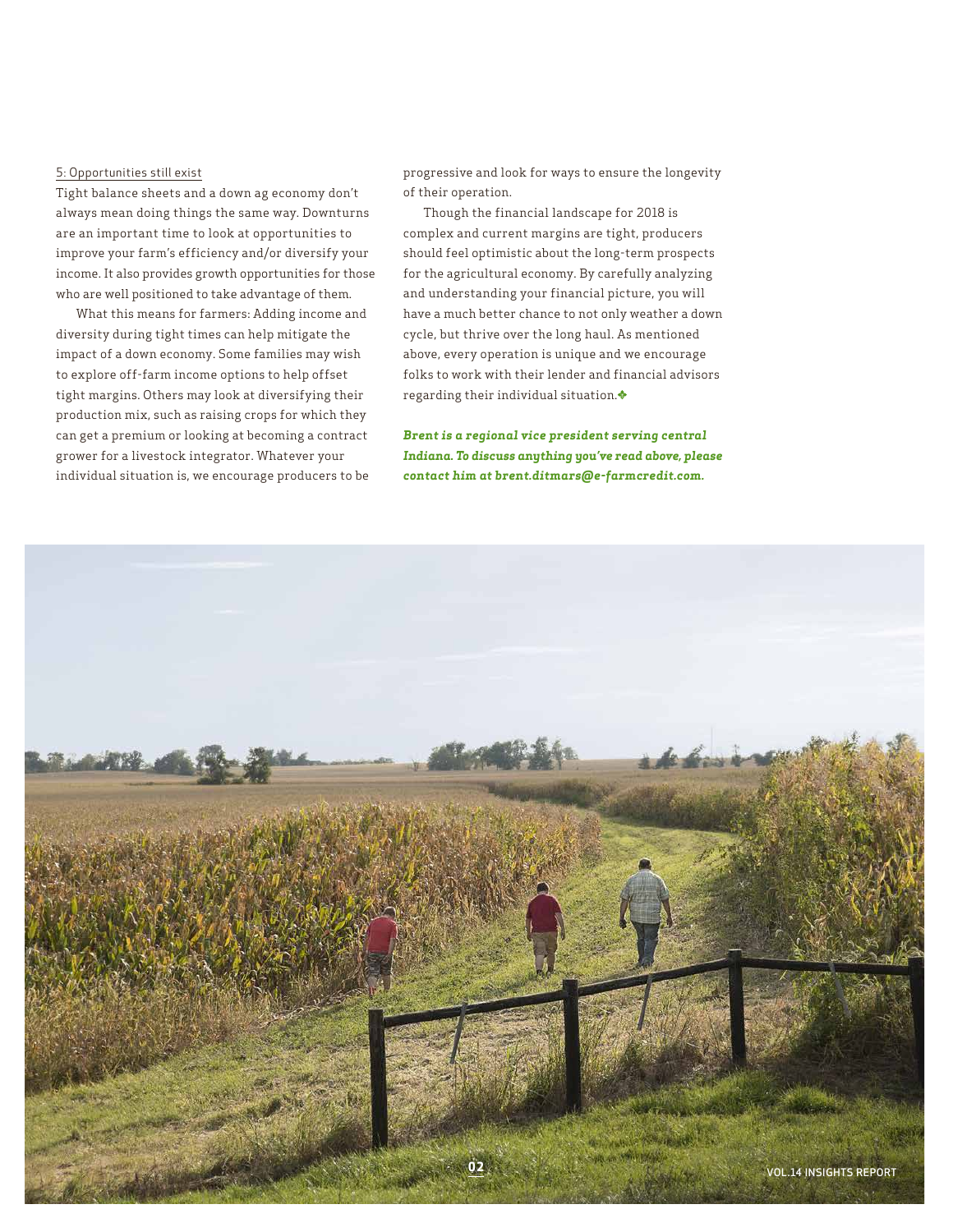5: Opportunities still exist

Tight balance sheets and a down ag economy don't always mean doing things the same way. Downturns are an important time to look at opportunities to improve your farm's efficiency and/or diversify your income. It also provides growth opportunities for those who are well positioned to take advantage of them.

What this means for farmers: Adding income and diversity during tight times can help mitigate the impact of a down economy. Some families may wish to explore off-farm income options to help offset tight margins. Others may look at diversifying their production mix, such as raising crops for which they can get a premium or looking at becoming a contract grower for a livestock integrator. Whatever your individual situation is, we encourage producers to be progressive and look for ways to ensure the longevity of their operation.

Though the financial landscape for 2018 is complex and current margins are tight, producers should feel optimistic about the long-term prospects for the agricultural economy. By carefully analyzing and understanding your financial picture, you will have a much better chance to not only weather a down cycle, but thrive over the long haul. As mentioned above, every operation is unique and we encourage folks to work with their lender and financial advisors regarding their individual situation.

***Brent is a regional vice president serving central Indiana. To discuss anything you've read above, please contact him at brent.ditmars@e-farmcredit.com.***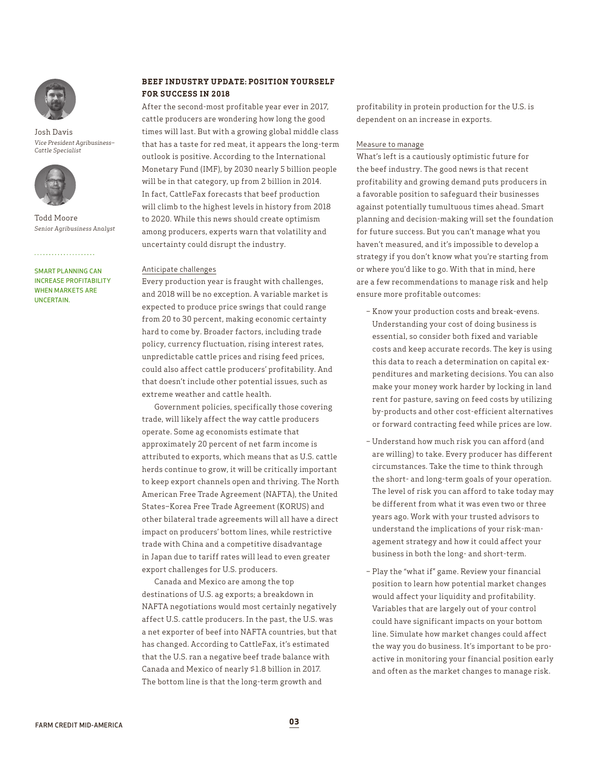Josh Davis
*Vice President Agribusiness–Cattle Specialist*

Todd Moore
*Senior Agribusiness Analyst*

SMART PLANNING CAN INCREASE PROFITABILITY WHEN MARKETS ARE UNCERTAIN.

## BEEF INDUSTRY UPDATE: POSITION YOURSELF FOR SUCCESS IN 2018

After the second-most profitable year ever in 2017, cattle producers are wondering how long the good times will last. But with a growing global middle class that has a taste for red meat, it appears the long-term outlook is positive. According to the International Monetary Fund (IMF), by 2030 nearly 5 billion people will be in that category, up from 2 billion in 2014. In fact, CattleFax forecasts that beef production will climb to the highest levels in history from 2018 to 2020. While this news should create optimism among producers, experts warn that volatility and uncertainty could disrupt the industry.

### Anticipate challenges

Every production year is fraught with challenges, and 2018 will be no exception. A variable market is expected to produce price swings that could range from 20 to 30 percent, making economic certainty hard to come by. Broader factors, including trade policy, currency fluctuation, rising interest rates, unpredictable cattle prices and rising feed prices, could also affect cattle producers' profitability. And that doesn't include other potential issues, such as extreme weather and cattle health.

Government policies, specifically those covering trade, will likely affect the way cattle producers operate. Some ag economists estimate that approximately 20 percent of net farm income is attributed to exports, which means that as U.S. cattle herds continue to grow, it will be critically important to keep export channels open and thriving. The North American Free Trade Agreement (NAFTA), the United States–Korea Free Trade Agreement (KORUS) and other bilateral trade agreements will all have a direct impact on producers' bottom lines, while restrictive trade with China and a competitive disadvantage in Japan due to tariff rates will lead to even greater export challenges for U.S. producers.

Canada and Mexico are among the top destinations of U.S. ag exports; a breakdown in NAFTA negotiations would most certainly negatively affect U.S. cattle producers. In the past, the U.S. was a net exporter of beef into NAFTA countries, but that has changed. According to CattleFax, it's estimated that the U.S. ran a negative beef trade balance with Canada and Mexico of nearly $1.8 billion in 2017. The bottom line is that the long-term growth and profitability in protein production for the U.S. is dependent on an increase in exports.

### Measure to manage

What's left is a cautiously optimistic future for the beef industry. The good news is that recent profitability and growing demand puts producers in a favorable position to safeguard their businesses against potentially tumultuous times ahead. Smart planning and decision-making will set the foundation for future success. But you can't manage what you haven't measured, and it's impossible to develop a strategy if you don't know what you're starting from or where you'd like to go. With that in mind, here are a few recommendations to manage risk and help ensure more profitable outcomes:

- Know your production costs and break-evens. Understanding your cost of doing business is essential, so consider both fixed and variable costs and keep accurate records. The key is using this data to reach a determination on capital expenditures and marketing decisions. You can also make your money work harder by locking in land rent for pasture, saving on feed costs by utilizing by-products and other cost-efficient alternatives or forward contracting feed while prices are low.
- Understand how much risk you can afford (and are willing) to take. Every producer has different circumstances. Take the time to think through the short- and long-term goals of your operation. The level of risk you can afford to take today may be different from what it was even two or three years ago. Work with your trusted advisors to understand the implications of your risk-management strategy and how it could affect your business in both the long- and short-term.
- Play the "what if" game. Review your financial position to learn how potential market changes would affect your liquidity and profitability. Variables that are largely out of your control could have significant impacts on your bottom line. Simulate how market changes could affect the way you do business. It's important to be proactive in monitoring your financial position early and often as the market changes to manage risk.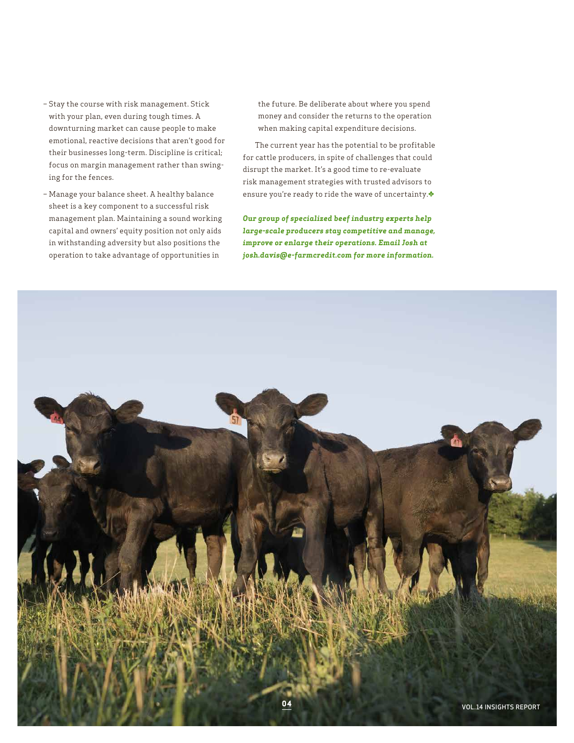- Stay the course with risk management. Stick with your plan, even during tough times. A downturning market can cause people to make emotional, reactive decisions that aren't good for their businesses long-term. Discipline is critical; focus on margin management rather than swinging for the fences.
- Manage your balance sheet. A healthy balance sheet is a key component to a successful risk management plan. Maintaining a sound working capital and owners' equity position not only aids in withstanding adversity but also positions the operation to take advantage of opportunities in the future. Be deliberate about where you spend money and consider the returns to the operation when making capital expenditure decisions.

The current year has the potential to be profitable for cattle producers, in spite of challenges that could disrupt the market. It's a good time to re-evaluate risk management strategies with trusted advisors to ensure you're ready to ride the wave of uncertainty.

***Our group of specialized beef industry experts help large-scale producers stay competitive and manage, improve or enlarge their operations. Email Josh at josh.davis@e-farmcredit.com for more information.***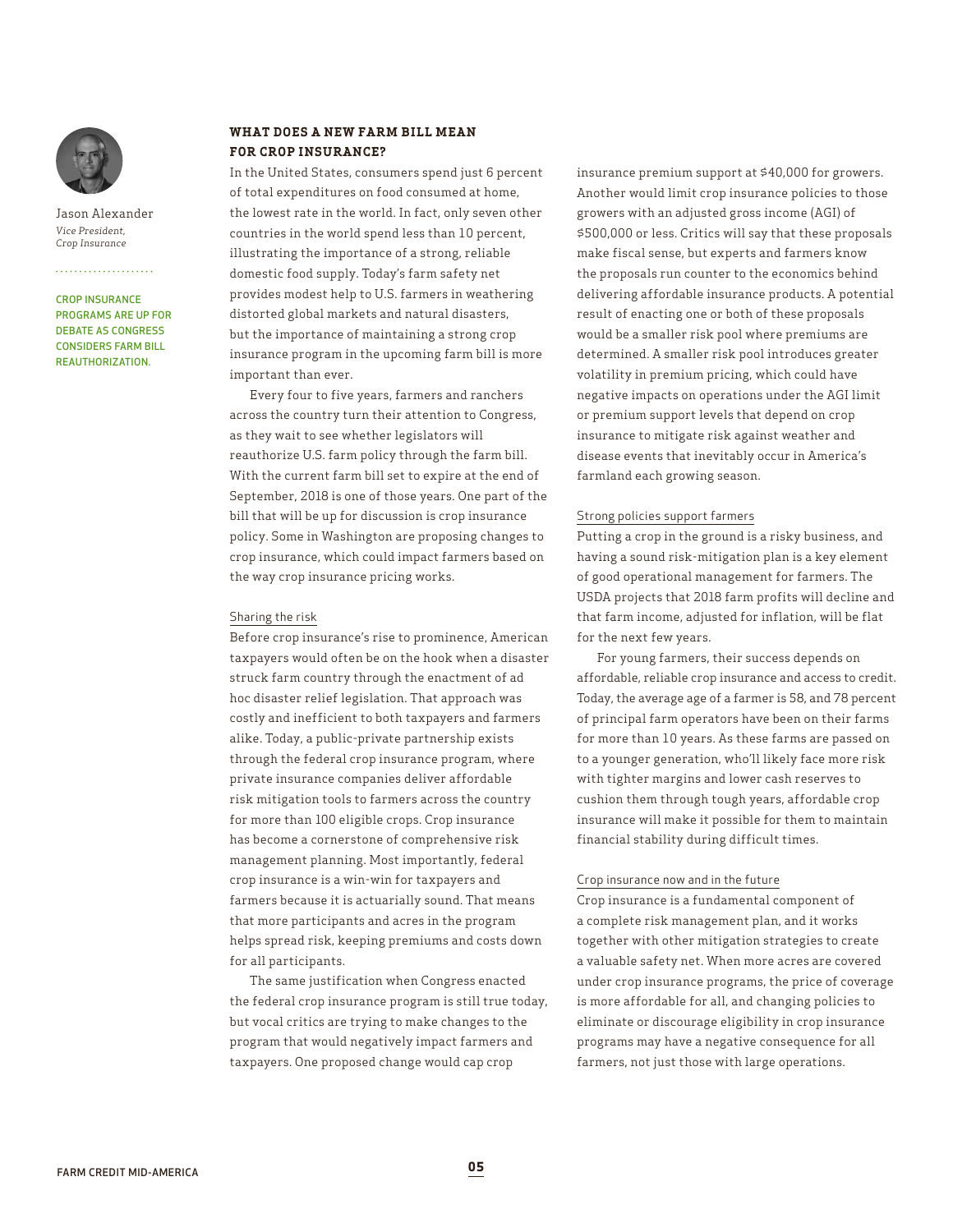Jason Alexander
*Vice President, Crop Insurance*

CROP INSURANCE PROGRAMS ARE UP FOR DEBATE AS CONGRESS CONSIDERS FARM BILL REAUTHORIZATION.

## WHAT DOES A NEW FARM BILL MEAN FOR CROP INSURANCE?

In the United States, consumers spend just 6 percent of total expenditures on food consumed at home, the lowest rate in the world. In fact, only seven other countries in the world spend less than 10 percent, illustrating the importance of a strong, reliable domestic food supply. Today's farm safety net provides modest help to U.S. farmers in weathering distorted global markets and natural disasters, but the importance of maintaining a strong crop insurance program in the upcoming farm bill is more important than ever.

Every four to five years, farmers and ranchers across the country turn their attention to Congress, as they wait to see whether legislators will reauthorize U.S. farm policy through the farm bill. With the current farm bill set to expire at the end of September, 2018 is one of those years. One part of the bill that will be up for discussion is crop insurance policy. Some in Washington are proposing changes to crop insurance, which could impact farmers based on the way crop insurance pricing works.

### Sharing the risk

Before crop insurance's rise to prominence, American taxpayers would often be on the hook when a disaster struck farm country through the enactment of ad hoc disaster relief legislation. That approach was costly and inefficient to both taxpayers and farmers alike. Today, a public-private partnership exists through the federal crop insurance program, where private insurance companies deliver affordable risk mitigation tools to farmers across the country for more than 100 eligible crops. Crop insurance has become a cornerstone of comprehensive risk management planning. Most importantly, federal crop insurance is a win-win for taxpayers and farmers because it is actuarially sound. That means that more participants and acres in the program helps spread risk, keeping premiums and costs down for all participants.

The same justification when Congress enacted the federal crop insurance program is still true today, but vocal critics are trying to make changes to the program that would negatively impact farmers and taxpayers. One proposed change would cap crop insurance premium support at $40,000 for growers. Another would limit crop insurance policies to those growers with an adjusted gross income (AGI) of $500,000 or less. Critics will say that these proposals make fiscal sense, but experts and farmers know the proposals run counter to the economics behind delivering affordable insurance products. A potential result of enacting one or both of these proposals would be a smaller risk pool where premiums are determined. A smaller risk pool introduces greater volatility in premium pricing, which could have negative impacts on operations under the AGI limit or premium support levels that depend on crop insurance to mitigate risk against weather and disease events that inevitably occur in America's farmland each growing season.

### Strong policies support farmers

Putting a crop in the ground is a risky business, and having a sound risk-mitigation plan is a key element of good operational management for farmers. The USDA projects that 2018 farm profits will decline and that farm income, adjusted for inflation, will be flat for the next few years.

For young farmers, their success depends on affordable, reliable crop insurance and access to credit. Today, the average age of a farmer is 58, and 78 percent of principal farm operators have been on their farms for more than 10 years. As these farms are passed on to a younger generation, who'll likely face more risk with tighter margins and lower cash reserves to cushion them through tough years, affordable crop insurance will make it possible for them to maintain financial stability during difficult times.

### Crop insurance now and in the future

Crop insurance is a fundamental component of a complete risk management plan, and it works together with other mitigation strategies to create a valuable safety net. When more acres are covered under crop insurance programs, the price of coverage is more affordable for all, and changing policies to eliminate or discourage eligibility in crop insurance programs may have a negative consequence for all farmers, not just those with large operations.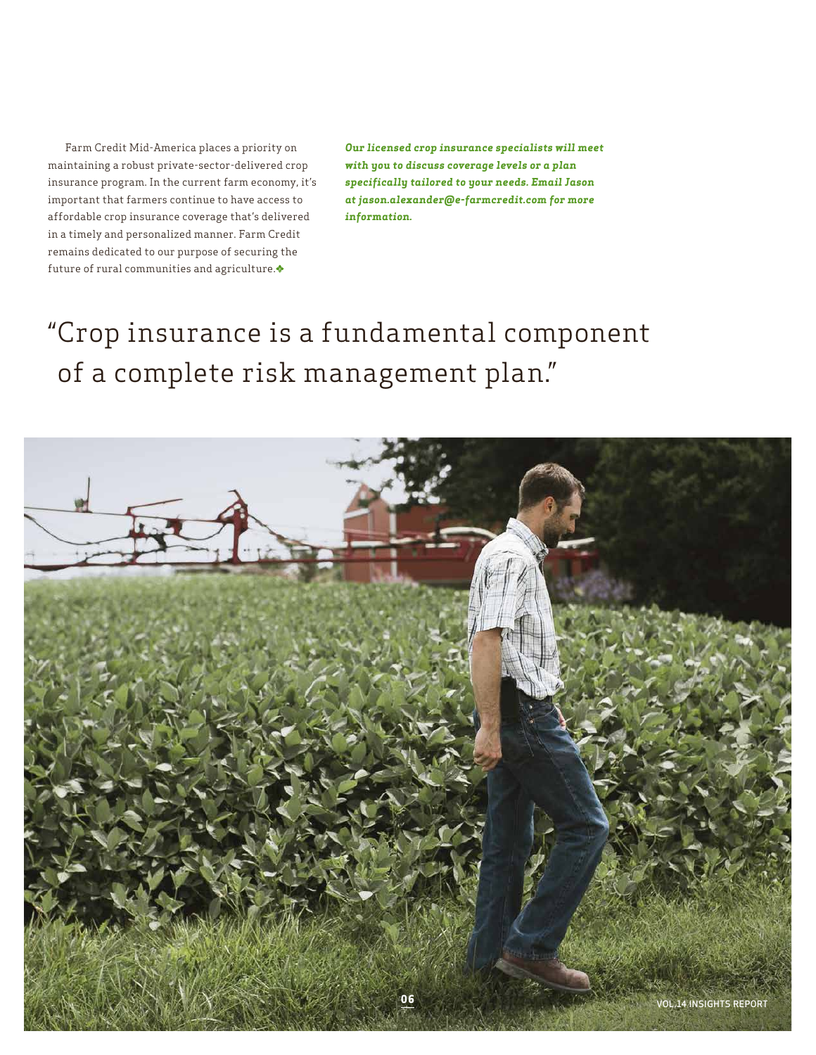Farm Credit Mid-America places a priority on maintaining a robust private-sector-delivered crop insurance program. In the current farm economy, it's important that farmers continue to have access to affordable crop insurance coverage that's delivered in a timely and personalized manner. Farm Credit remains dedicated to our purpose of securing the future of rural communities and agriculture.

***Our licensed crop insurance specialists will meet with you to discuss coverage levels or a plan specifically tailored to your needs. Email Jason at jason.alexander@e-farmcredit.com for more information.***

"Crop insurance is a fundamental component of a complete risk management plan."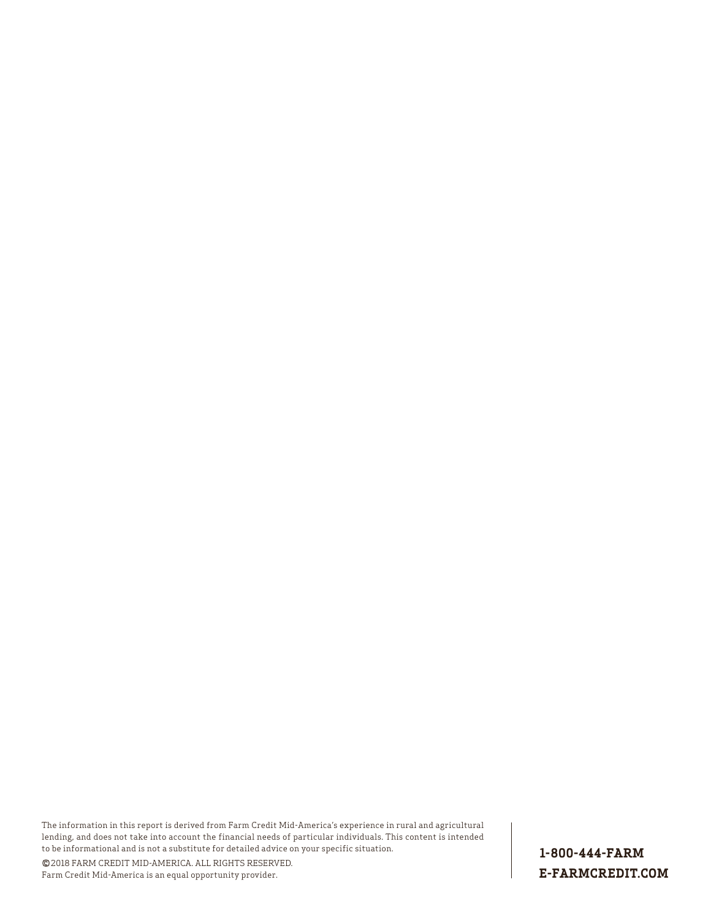The information in this report is derived from Farm Credit Mid-America's experience in rural and agricultural lending, and does not take into account the financial needs of particular individuals. This content is intended to be informational and is not a substitute for detailed advice on your specific situation.

© 2018 FARM CREDIT MID-AMERICA. ALL RIGHTS RESERVED.
Farm Credit Mid-America is an equal opportunity provider.

**1-800-444-FARM**
**E-FARMCREDIT.COM**